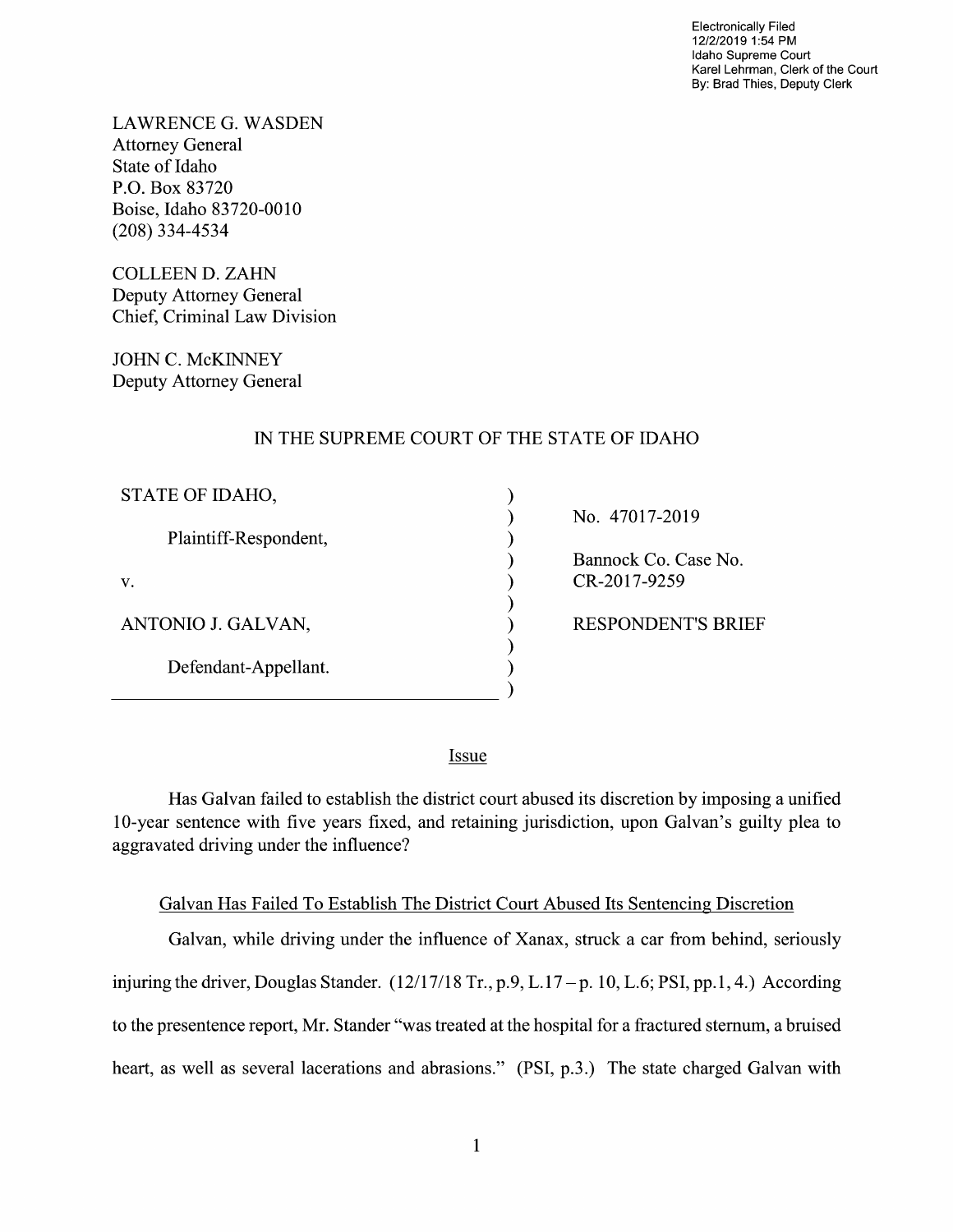Electronically Filed
12/2/2019 1:54 PM
Idaho Supreme Court
Karel Lehrman, Clerk of the Court
By: Brad Thies, Deputy Clerk

LAWRENCE G. WASDEN
Attorney General
State of Idaho
P.O. Box 83720
Boise, Idaho 83720-0010
(208) 334-4534

COLLEEN D. ZAHN
Deputy Attorney General
Chief, Criminal Law Division

JOHN C. McKINNEY
Deputy Attorney General

IN THE SUPREME COURT OF THE STATE OF IDAHO

| | | |
|---|---|---|
| STATE OF IDAHO, | ) | |
| | ) | No. 47017-2019 |
| Plaintiff-Respondent, | ) | |
| | ) | Bannock Co. Case No. |
| v. | ) | CR-2017-9259 |
| | ) | |
| ANTONIO J. GALVAN, | ) | RESPONDENT'S BRIEF |
| | ) | |
| Defendant-Appellant. | ) | |
| | ) | |

## Issue

Has Galvan failed to establish the district court abused its discretion by imposing a unified 10-year sentence with five years fixed, and retaining jurisdiction, upon Galvan's guilty plea to aggravated driving under the influence?

## Galvan Has Failed To Establish The District Court Abused Its Sentencing Discretion

Galvan, while driving under the influence of Xanax, struck a car from behind, seriously injuring the driver, Douglas Stander. (12/17/18 Tr., p.9, L.17 – p. 10, L.6; PSI, pp.1, 4.) According to the presentence report, Mr. Stander "was treated at the hospital for a fractured sternum, a bruised heart, as well as several lacerations and abrasions." (PSI, p.3.) The state charged Galvan with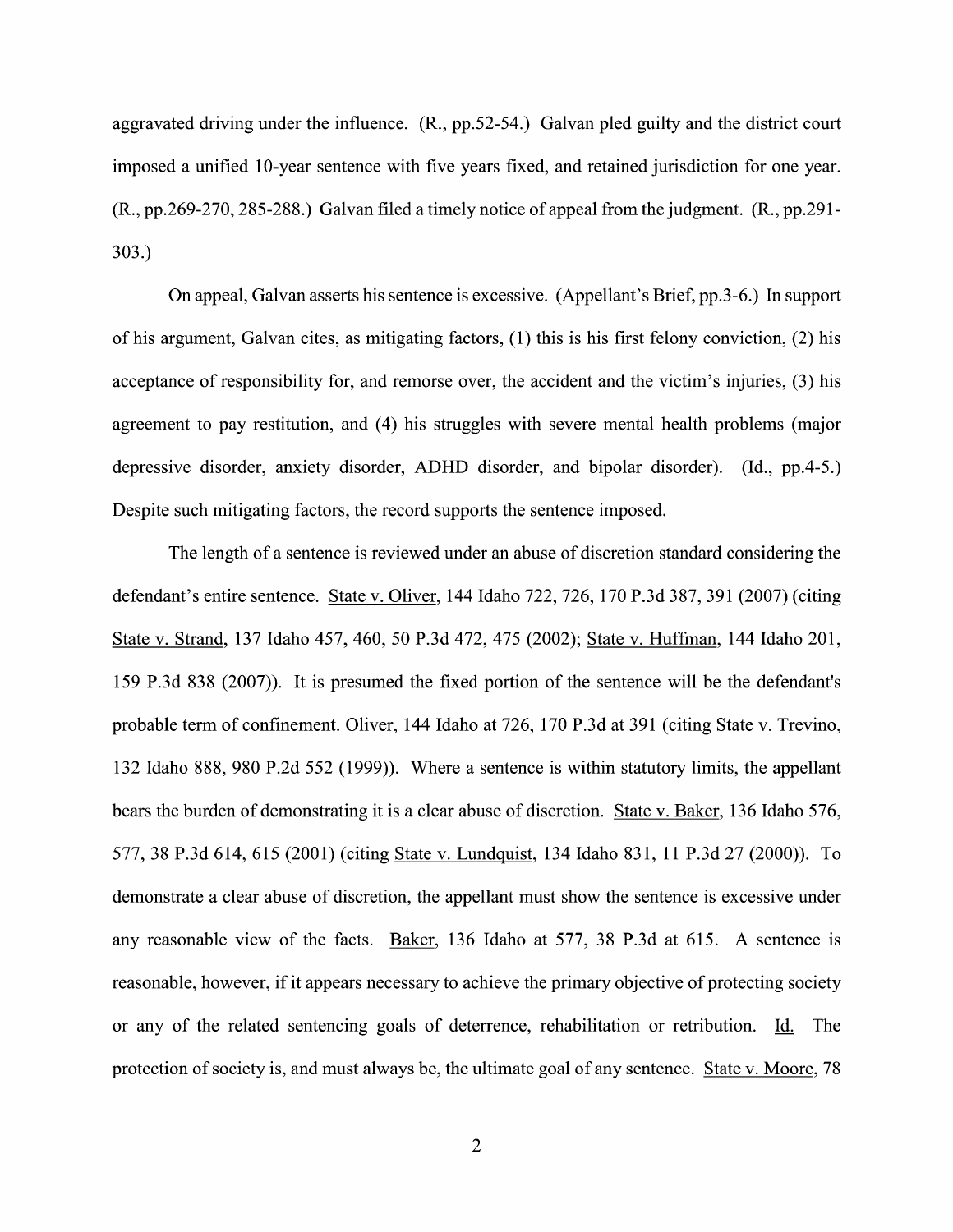aggravated driving under the influence. (R., pp.52-54.) Galvan pled guilty and the district court imposed a unified 10-year sentence with five years fixed, and retained jurisdiction for one year. (R., pp.269-270, 285-288.) Galvan filed a timely notice of appeal from the judgment. (R., pp.291-303.)

On appeal, Galvan asserts his sentence is excessive. (Appellant's Brief, pp.3-6.) In support of his argument, Galvan cites, as mitigating factors, (1) this is his first felony conviction, (2) his acceptance of responsibility for, and remorse over, the accident and the victim's injuries, (3) his agreement to pay restitution, and (4) his struggles with severe mental health problems (major depressive disorder, anxiety disorder, ADHD disorder, and bipolar disorder). (Id., pp.4-5.) Despite such mitigating factors, the record supports the sentence imposed.

The length of a sentence is reviewed under an abuse of discretion standard considering the defendant's entire sentence. State v. Oliver, 144 Idaho 722, 726, 170 P.3d 387, 391 (2007) (citing State v. Strand, 137 Idaho 457, 460, 50 P.3d 472, 475 (2002); State v. Huffman, 144 Idaho 201, 159 P.3d 838 (2007)). It is presumed the fixed portion of the sentence will be the defendant's probable term of confinement. Oliver, 144 Idaho at 726, 170 P.3d at 391 (citing State v. Trevino, 132 Idaho 888, 980 P.2d 552 (1999)). Where a sentence is within statutory limits, the appellant bears the burden of demonstrating it is a clear abuse of discretion. State v. Baker, 136 Idaho 576, 577, 38 P.3d 614, 615 (2001) (citing State v. Lundquist, 134 Idaho 831, 11 P.3d 27 (2000)). To demonstrate a clear abuse of discretion, the appellant must show the sentence is excessive under any reasonable view of the facts. Baker, 136 Idaho at 577, 38 P.3d at 615. A sentence is reasonable, however, if it appears necessary to achieve the primary objective of protecting society or any of the related sentencing goals of deterrence, rehabilitation or retribution. Id. The protection of society is, and must always be, the ultimate goal of any sentence. State v. Moore, 78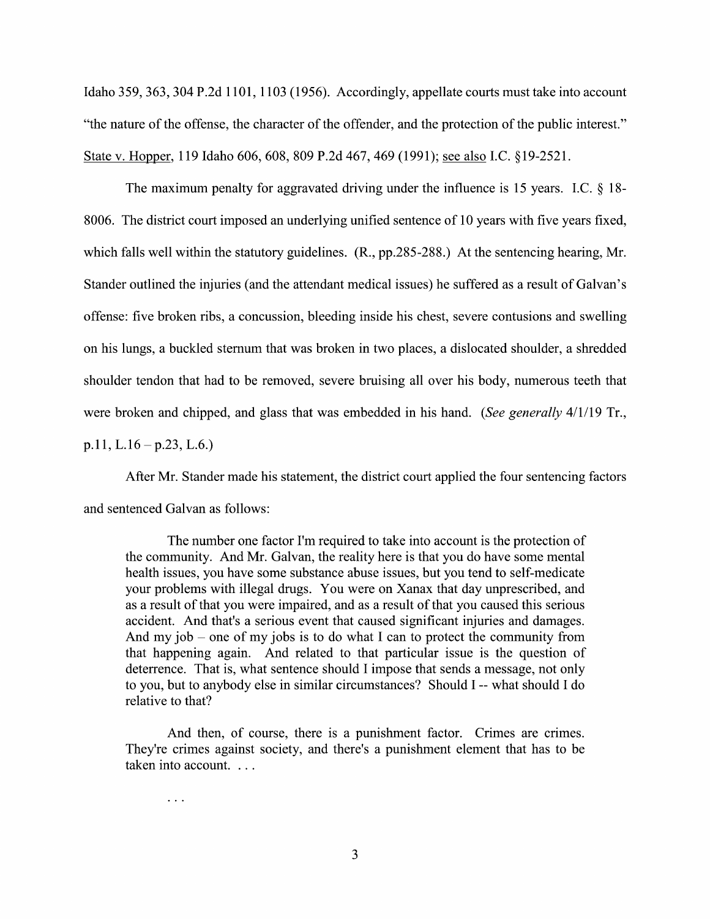Idaho 359, 363, 304 P.2d 1101, 1103 (1956). Accordingly, appellate courts must take into account "the nature of the offense, the character of the offender, and the protection of the public interest." State v. Hopper, 119 Idaho 606, 608, 809 P.2d 467, 469 (1991); see also I.C. §19-2521.

The maximum penalty for aggravated driving under the influence is 15 years. I.C. § 18-8006. The district court imposed an underlying unified sentence of 10 years with five years fixed, which falls well within the statutory guidelines. (R., pp.285-288.) At the sentencing hearing, Mr. Stander outlined the injuries (and the attendant medical issues) he suffered as a result of Galvan's offense: five broken ribs, a concussion, bleeding inside his chest, severe contusions and swelling on his lungs, a buckled sternum that was broken in two places, a dislocated shoulder, a shredded shoulder tendon that had to be removed, severe bruising all over his body, numerous teeth that were broken and chipped, and glass that was embedded in his hand. (*See generally* 4/1/19 Tr., p.11, L.16 – p.23, L.6.)

After Mr. Stander made his statement, the district court applied the four sentencing factors and sentenced Galvan as follows:

> The number one factor I'm required to take into account is the protection of the community. And Mr. Galvan, the reality here is that you do have some mental health issues, you have some substance abuse issues, but you tend to self-medicate your problems with illegal drugs. You were on Xanax that day unprescribed, and as a result of that you were impaired, and as a result of that you caused this serious accident. And that's a serious event that caused significant injuries and damages. And my job – one of my jobs is to do what I can to protect the community from that happening again. And related to that particular issue is the question of deterrence. That is, what sentence should I impose that sends a message, not only to you, but to anybody else in similar circumstances? Should I -- what should I do relative to that?
>
> And then, of course, there is a punishment factor. Crimes are crimes. They're crimes against society, and there's a punishment element that has to be taken into account. . . .
>
> . . .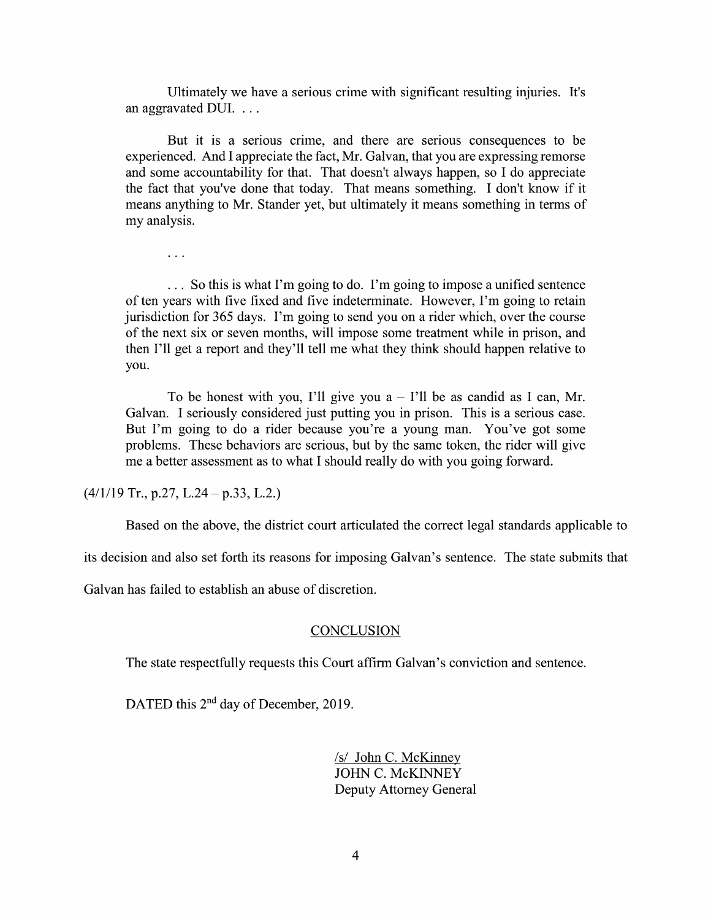Ultimately we have a serious crime with significant resulting injuries. It's an aggravated DUI. . . .

But it is a serious crime, and there are serious consequences to be experienced. And I appreciate the fact, Mr. Galvan, that you are expressing remorse and some accountability for that. That doesn't always happen, so I do appreciate the fact that you've done that today. That means something. I don't know if it means anything to Mr. Stander yet, but ultimately it means something in terms of my analysis.

. . .

. . . So this is what I'm going to do. I'm going to impose a unified sentence of ten years with five fixed and five indeterminate. However, I'm going to retain jurisdiction for 365 days. I'm going to send you on a rider which, over the course of the next six or seven months, will impose some treatment while in prison, and then I'll get a report and they'll tell me what they think should happen relative to you.

To be honest with you, I'll give you a – I'll be as candid as I can, Mr. Galvan. I seriously considered just putting you in prison. This is a serious case. But I'm going to do a rider because you're a young man. You've got some problems. These behaviors are serious, but by the same token, the rider will give me a better assessment as to what I should really do with you going forward.

(4/1/19 Tr., p.27, L.24 – p.33, L.2.)

Based on the above, the district court articulated the correct legal standards applicable to its decision and also set forth its reasons for imposing Galvan's sentence. The state submits that Galvan has failed to establish an abuse of discretion.

## CONCLUSION

The state respectfully requests this Court affirm Galvan's conviction and sentence.

DATED this 2nd day of December, 2019.

/s/ John C. McKinney
JOHN C. McKINNEY
Deputy Attorney General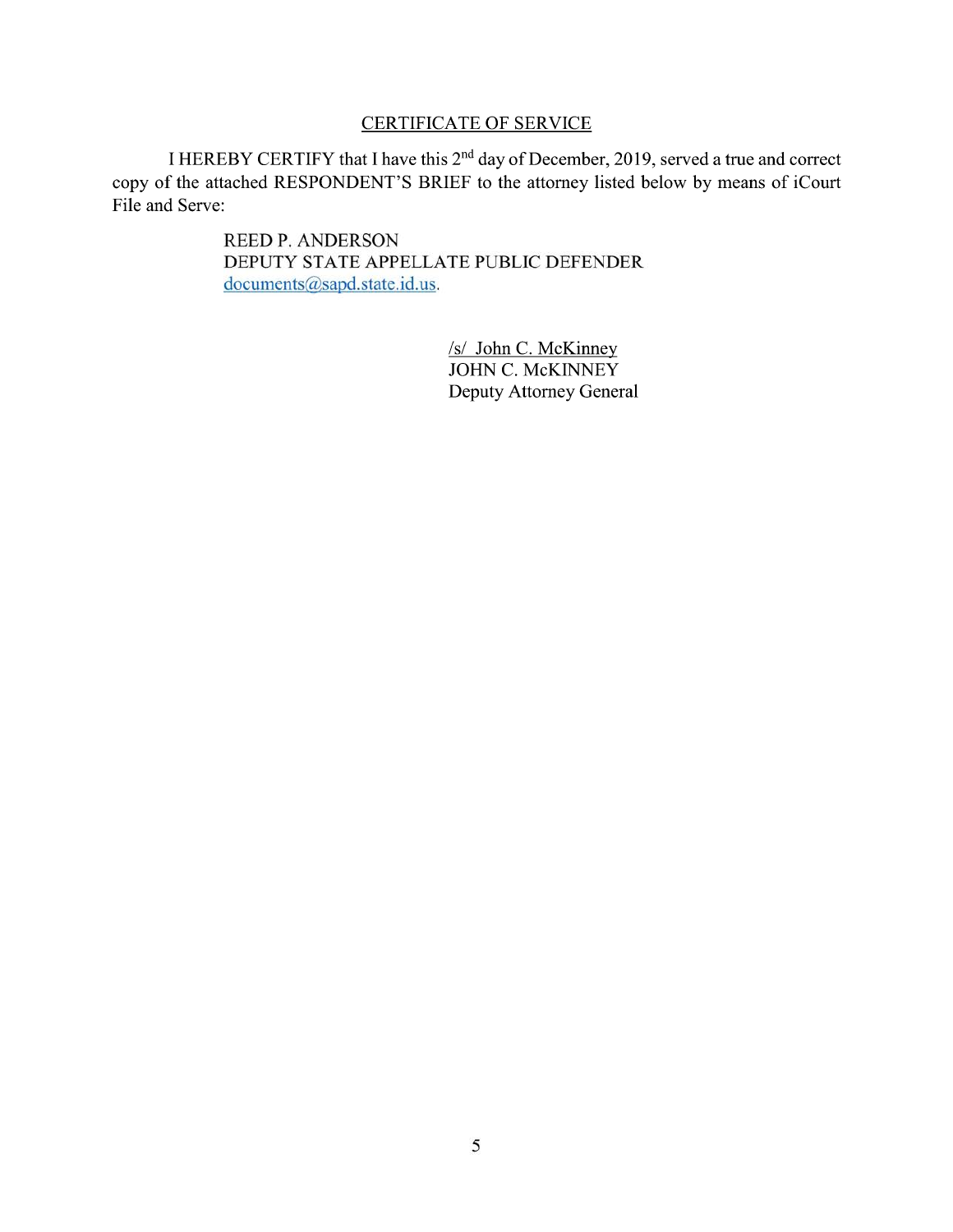## CERTIFICATE OF SERVICE

I HEREBY CERTIFY that I have this 2nd day of December, 2019, served a true and correct copy of the attached RESPONDENT'S BRIEF to the attorney listed below by means of iCourt File and Serve:

REED P. ANDERSON
DEPUTY STATE APPELLATE PUBLIC DEFENDER
documents@sapd.state.id.us.

/s/ John C. McKinney
JOHN C. McKINNEY
Deputy Attorney General